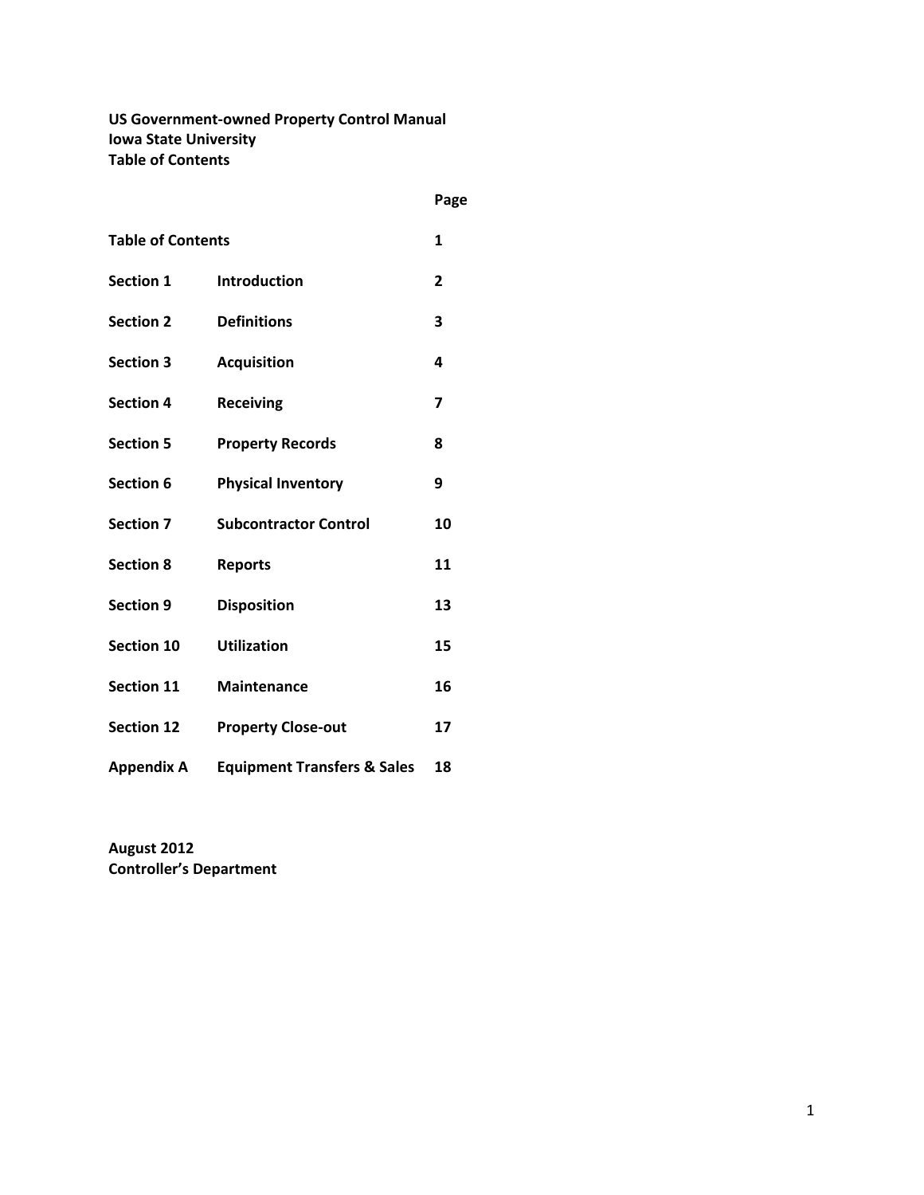**US Government-owned Property Control Manual**
**Iowa State University**
**Table of Contents**

| | | Page |
|---|---|---|
| **Table of Contents** | | **1** |
| **Section 1** | **Introduction** | **2** |
| **Section 2** | **Definitions** | **3** |
| **Section 3** | **Acquisition** | **4** |
| **Section 4** | **Receiving** | **7** |
| **Section 5** | **Property Records** | **8** |
| **Section 6** | **Physical Inventory** | **9** |
| **Section 7** | **Subcontractor Control** | **10** |
| **Section 8** | **Reports** | **11** |
| **Section 9** | **Disposition** | **13** |
| **Section 10** | **Utilization** | **15** |
| **Section 11** | **Maintenance** | **16** |
| **Section 12** | **Property Close-out** | **17** |
| **Appendix A** | **Equipment Transfers & Sales** | **18** |

**August 2012**
**Controller's Department**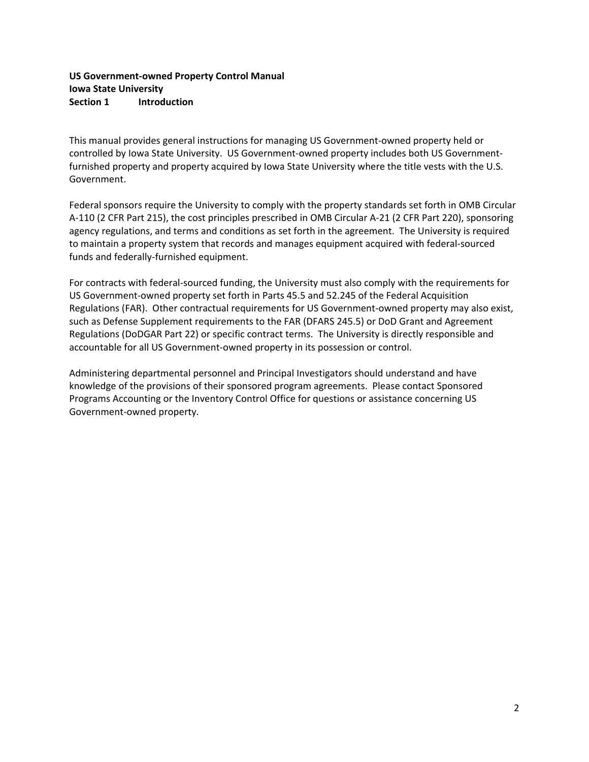**US Government-owned Property Control Manual**
**Iowa State University**
**Section 1 Introduction**

This manual provides general instructions for managing US Government-owned property held or controlled by Iowa State University. US Government-owned property includes both US Government-furnished property and property acquired by Iowa State University where the title vests with the U.S. Government.

Federal sponsors require the University to comply with the property standards set forth in OMB Circular A-110 (2 CFR Part 215), the cost principles prescribed in OMB Circular A-21 (2 CFR Part 220), sponsoring agency regulations, and terms and conditions as set forth in the agreement. The University is required to maintain a property system that records and manages equipment acquired with federal-sourced funds and federally-furnished equipment.

For contracts with federal-sourced funding, the University must also comply with the requirements for US Government-owned property set forth in Parts 45.5 and 52.245 of the Federal Acquisition Regulations (FAR). Other contractual requirements for US Government-owned property may also exist, such as Defense Supplement requirements to the FAR (DFARS 245.5) or DoD Grant and Agreement Regulations (DoDGAR Part 22) or specific contract terms. The University is directly responsible and accountable for all US Government-owned property in its possession or control.

Administering departmental personnel and Principal Investigators should understand and have knowledge of the provisions of their sponsored program agreements. Please contact Sponsored Programs Accounting or the Inventory Control Office for questions or assistance concerning US Government-owned property.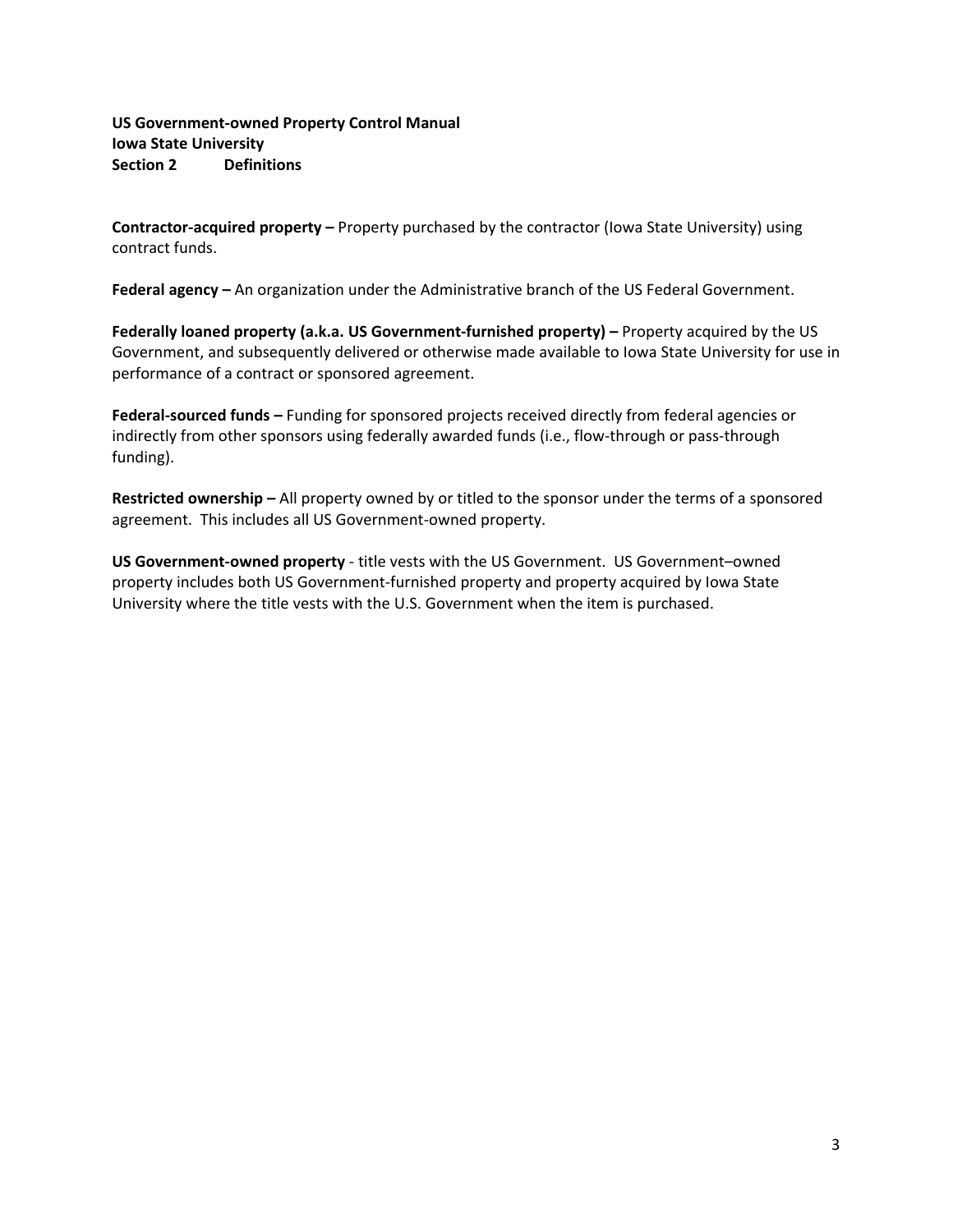**US Government-owned Property Control Manual**
**Iowa State University**
**Section 2 Definitions**

**Contractor-acquired property –** Property purchased by the contractor (Iowa State University) using contract funds.

**Federal agency –** An organization under the Administrative branch of the US Federal Government.

**Federally loaned property (a.k.a. US Government-furnished property) –** Property acquired by the US Government, and subsequently delivered or otherwise made available to Iowa State University for use in performance of a contract or sponsored agreement.

**Federal-sourced funds –** Funding for sponsored projects received directly from federal agencies or indirectly from other sponsors using federally awarded funds (i.e., flow-through or pass-through funding).

**Restricted ownership –** All property owned by or titled to the sponsor under the terms of a sponsored agreement. This includes all US Government-owned property.

**US Government-owned property** - title vests with the US Government. US Government–owned property includes both US Government-furnished property and property acquired by Iowa State University where the title vests with the U.S. Government when the item is purchased.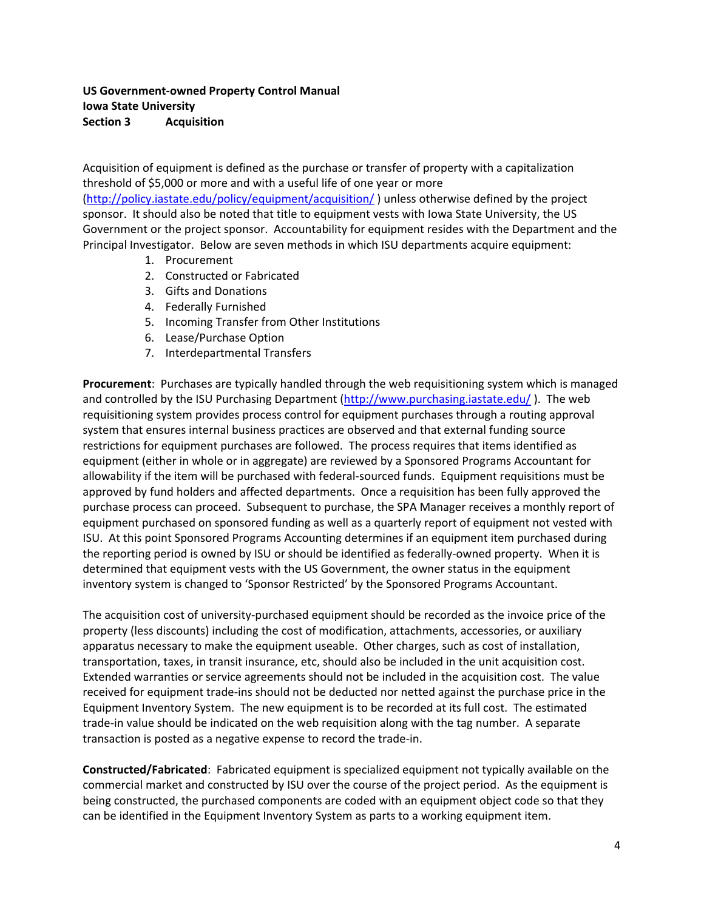**US Government-owned Property Control Manual**
**Iowa State University**
**Section 3 Acquisition**

Acquisition of equipment is defined as the purchase or transfer of property with a capitalization threshold of $5,000 or more and with a useful life of one year or more (http://policy.iastate.edu/policy/equipment/acquisition/ ) unless otherwise defined by the project sponsor. It should also be noted that title to equipment vests with Iowa State University, the US Government or the project sponsor. Accountability for equipment resides with the Department and the Principal Investigator. Below are seven methods in which ISU departments acquire equipment:

1. Procurement
2. Constructed or Fabricated
3. Gifts and Donations
4. Federally Furnished
5. Incoming Transfer from Other Institutions
6. Lease/Purchase Option
7. Interdepartmental Transfers

**Procurement**: Purchases are typically handled through the web requisitioning system which is managed and controlled by the ISU Purchasing Department (http://www.purchasing.iastate.edu/ ). The web requisitioning system provides process control for equipment purchases through a routing approval system that ensures internal business practices are observed and that external funding source restrictions for equipment purchases are followed. The process requires that items identified as equipment (either in whole or in aggregate) are reviewed by a Sponsored Programs Accountant for allowability if the item will be purchased with federal-sourced funds. Equipment requisitions must be approved by fund holders and affected departments. Once a requisition has been fully approved the purchase process can proceed. Subsequent to purchase, the SPA Manager receives a monthly report of equipment purchased on sponsored funding as well as a quarterly report of equipment not vested with ISU. At this point Sponsored Programs Accounting determines if an equipment item purchased during the reporting period is owned by ISU or should be identified as federally-owned property. When it is determined that equipment vests with the US Government, the owner status in the equipment inventory system is changed to 'Sponsor Restricted' by the Sponsored Programs Accountant.

The acquisition cost of university-purchased equipment should be recorded as the invoice price of the property (less discounts) including the cost of modification, attachments, accessories, or auxiliary apparatus necessary to make the equipment useable. Other charges, such as cost of installation, transportation, taxes, in transit insurance, etc, should also be included in the unit acquisition cost. Extended warranties or service agreements should not be included in the acquisition cost. The value received for equipment trade-ins should not be deducted nor netted against the purchase price in the Equipment Inventory System. The new equipment is to be recorded at its full cost. The estimated trade-in value should be indicated on the web requisition along with the tag number. A separate transaction is posted as a negative expense to record the trade-in.

**Constructed/Fabricated**: Fabricated equipment is specialized equipment not typically available on the commercial market and constructed by ISU over the course of the project period. As the equipment is being constructed, the purchased components are coded with an equipment object code so that they can be identified in the Equipment Inventory System as parts to a working equipment item.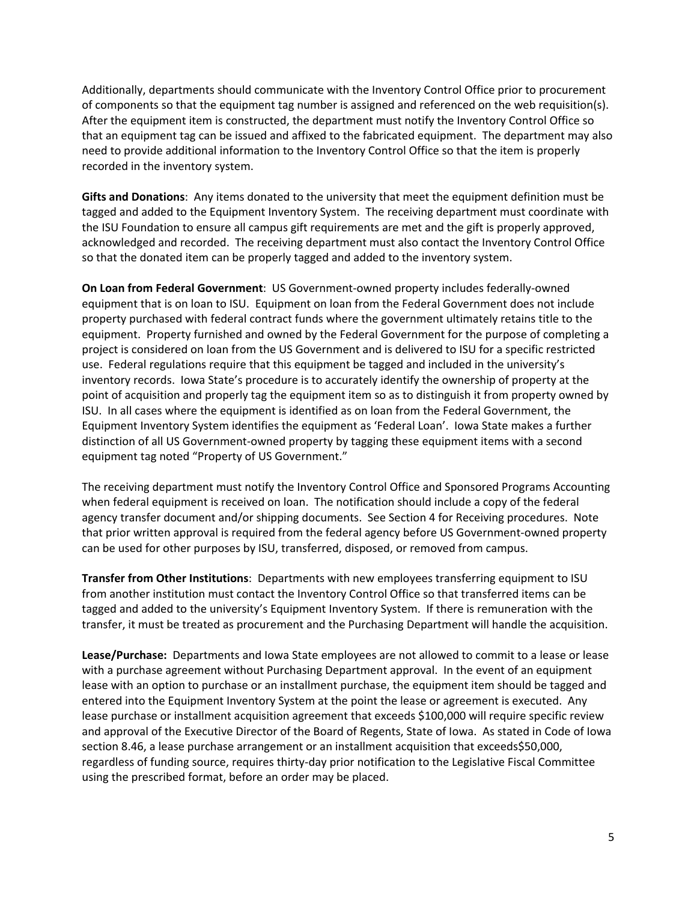Additionally, departments should communicate with the Inventory Control Office prior to procurement of components so that the equipment tag number is assigned and referenced on the web requisition(s). After the equipment item is constructed, the department must notify the Inventory Control Office so that an equipment tag can be issued and affixed to the fabricated equipment. The department may also need to provide additional information to the Inventory Control Office so that the item is properly recorded in the inventory system.

**Gifts and Donations**: Any items donated to the university that meet the equipment definition must be tagged and added to the Equipment Inventory System. The receiving department must coordinate with the ISU Foundation to ensure all campus gift requirements are met and the gift is properly approved, acknowledged and recorded. The receiving department must also contact the Inventory Control Office so that the donated item can be properly tagged and added to the inventory system.

**On Loan from Federal Government**: US Government-owned property includes federally-owned equipment that is on loan to ISU. Equipment on loan from the Federal Government does not include property purchased with federal contract funds where the government ultimately retains title to the equipment. Property furnished and owned by the Federal Government for the purpose of completing a project is considered on loan from the US Government and is delivered to ISU for a specific restricted use. Federal regulations require that this equipment be tagged and included in the university's inventory records. Iowa State's procedure is to accurately identify the ownership of property at the point of acquisition and properly tag the equipment item so as to distinguish it from property owned by ISU. In all cases where the equipment is identified as on loan from the Federal Government, the Equipment Inventory System identifies the equipment as 'Federal Loan'. Iowa State makes a further distinction of all US Government-owned property by tagging these equipment items with a second equipment tag noted "Property of US Government."

The receiving department must notify the Inventory Control Office and Sponsored Programs Accounting when federal equipment is received on loan. The notification should include a copy of the federal agency transfer document and/or shipping documents. See Section 4 for Receiving procedures. Note that prior written approval is required from the federal agency before US Government-owned property can be used for other purposes by ISU, transferred, disposed, or removed from campus.

**Transfer from Other Institutions**: Departments with new employees transferring equipment to ISU from another institution must contact the Inventory Control Office so that transferred items can be tagged and added to the university's Equipment Inventory System. If there is remuneration with the transfer, it must be treated as procurement and the Purchasing Department will handle the acquisition.

**Lease/Purchase:** Departments and Iowa State employees are not allowed to commit to a lease or lease with a purchase agreement without Purchasing Department approval. In the event of an equipment lease with an option to purchase or an installment purchase, the equipment item should be tagged and entered into the Equipment Inventory System at the point the lease or agreement is executed. Any lease purchase or installment acquisition agreement that exceeds $100,000 will require specific review and approval of the Executive Director of the Board of Regents, State of Iowa. As stated in Code of Iowa section 8.46, a lease purchase arrangement or an installment acquisition that exceeds$50,000, regardless of funding source, requires thirty-day prior notification to the Legislative Fiscal Committee using the prescribed format, before an order may be placed.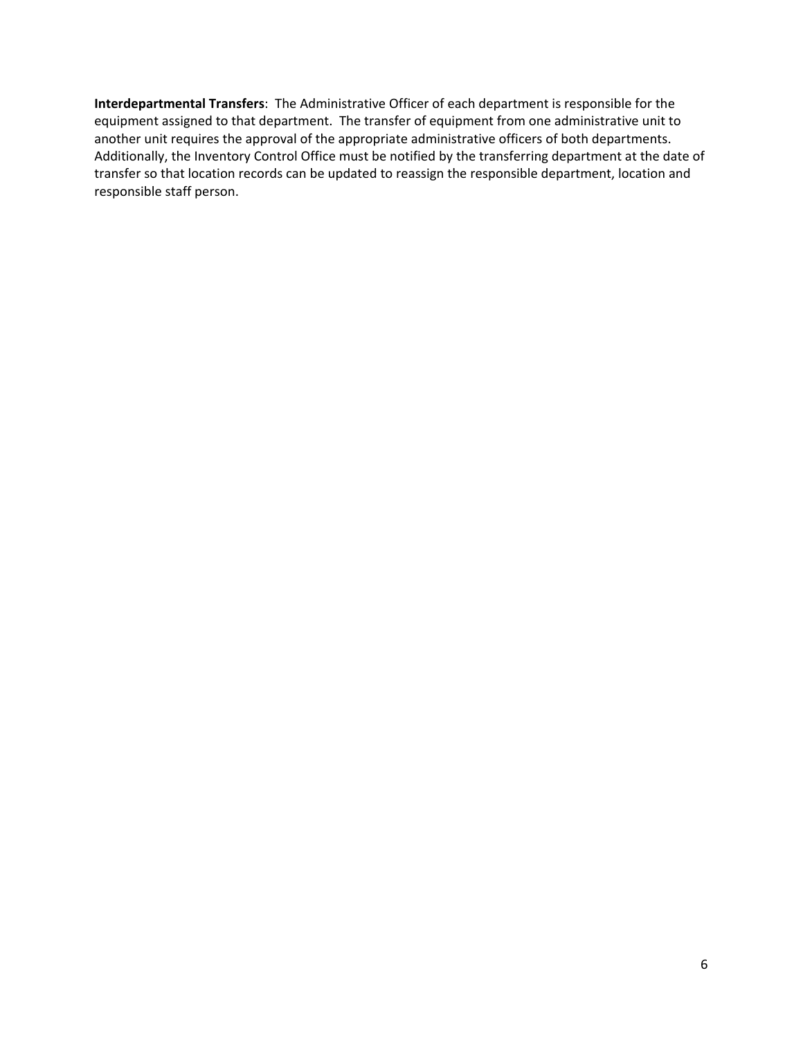**Interdepartmental Transfers**: The Administrative Officer of each department is responsible for the equipment assigned to that department. The transfer of equipment from one administrative unit to another unit requires the approval of the appropriate administrative officers of both departments. Additionally, the Inventory Control Office must be notified by the transferring department at the date of transfer so that location records can be updated to reassign the responsible department, location and responsible staff person.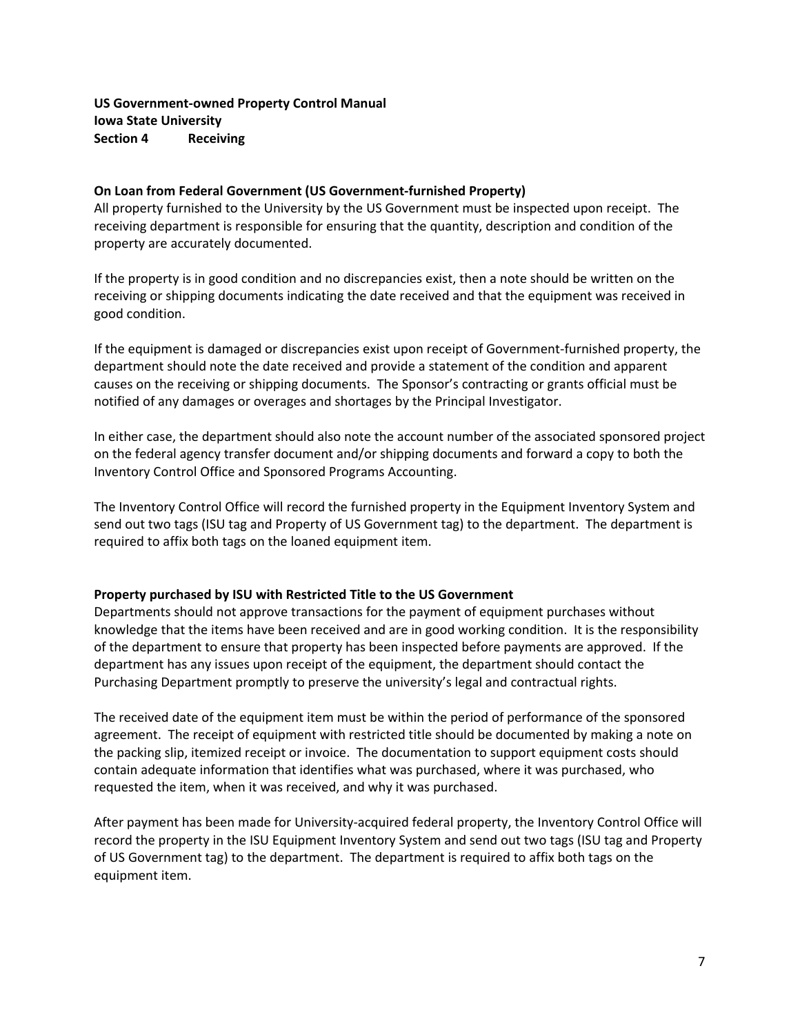**US Government-owned Property Control Manual**
**Iowa State University**
**Section 4 Receiving**

### On Loan from Federal Government (US Government-furnished Property)

All property furnished to the University by the US Government must be inspected upon receipt. The receiving department is responsible for ensuring that the quantity, description and condition of the property are accurately documented.

If the property is in good condition and no discrepancies exist, then a note should be written on the receiving or shipping documents indicating the date received and that the equipment was received in good condition.

If the equipment is damaged or discrepancies exist upon receipt of Government-furnished property, the department should note the date received and provide a statement of the condition and apparent causes on the receiving or shipping documents. The Sponsor's contracting or grants official must be notified of any damages or overages and shortages by the Principal Investigator.

In either case, the department should also note the account number of the associated sponsored project on the federal agency transfer document and/or shipping documents and forward a copy to both the Inventory Control Office and Sponsored Programs Accounting.

The Inventory Control Office will record the furnished property in the Equipment Inventory System and send out two tags (ISU tag and Property of US Government tag) to the department. The department is required to affix both tags on the loaned equipment item.

### Property purchased by ISU with Restricted Title to the US Government

Departments should not approve transactions for the payment of equipment purchases without knowledge that the items have been received and are in good working condition. It is the responsibility of the department to ensure that property has been inspected before payments are approved. If the department has any issues upon receipt of the equipment, the department should contact the Purchasing Department promptly to preserve the university's legal and contractual rights.

The received date of the equipment item must be within the period of performance of the sponsored agreement. The receipt of equipment with restricted title should be documented by making a note on the packing slip, itemized receipt or invoice. The documentation to support equipment costs should contain adequate information that identifies what was purchased, where it was purchased, who requested the item, when it was received, and why it was purchased.

After payment has been made for University-acquired federal property, the Inventory Control Office will record the property in the ISU Equipment Inventory System and send out two tags (ISU tag and Property of US Government tag) to the department. The department is required to affix both tags on the equipment item.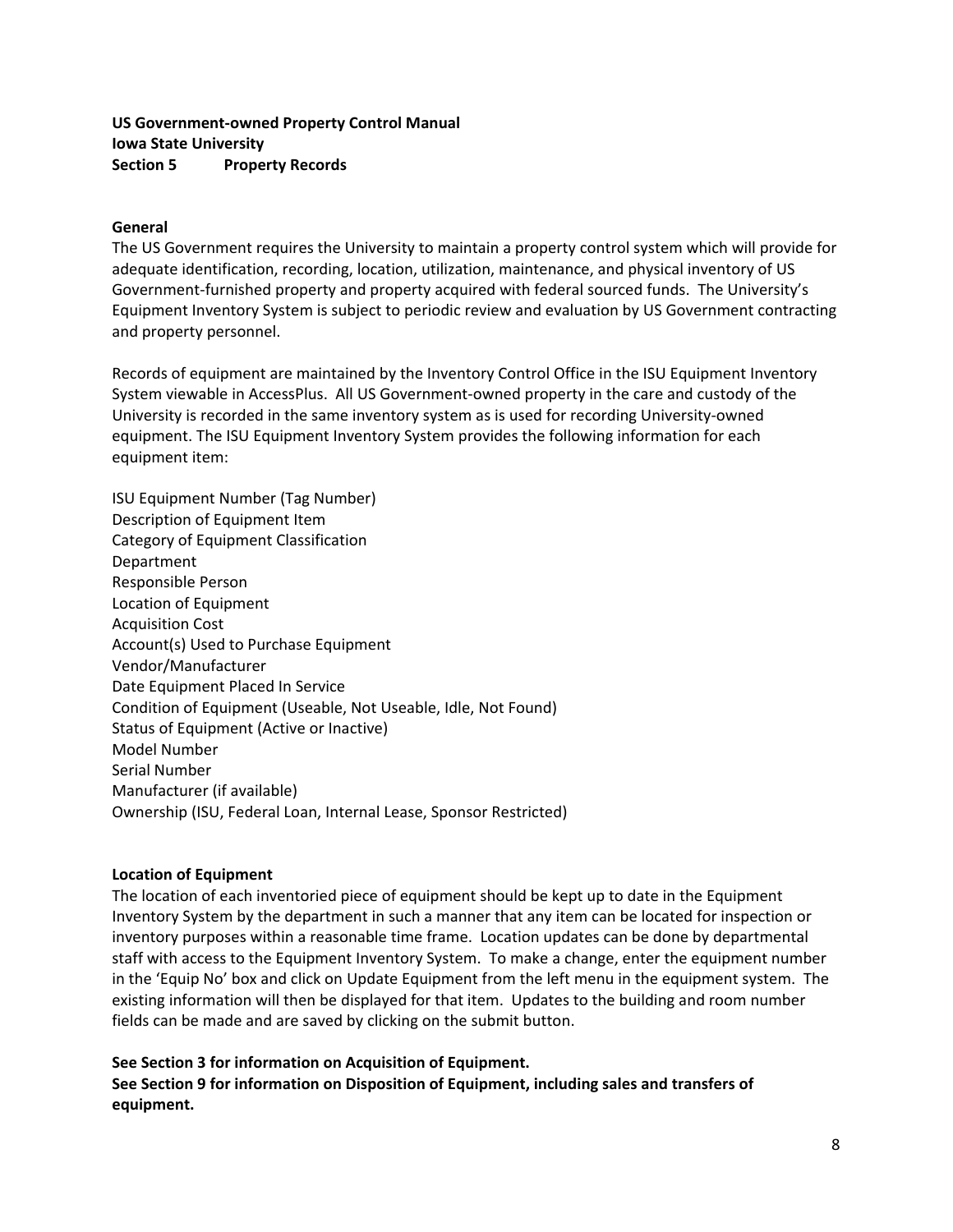**US Government-owned Property Control Manual**
**Iowa State University**
**Section 5 Property Records**

**General**

The US Government requires the University to maintain a property control system which will provide for adequate identification, recording, location, utilization, maintenance, and physical inventory of US Government-furnished property and property acquired with federal sourced funds. The University's Equipment Inventory System is subject to periodic review and evaluation by US Government contracting and property personnel.

Records of equipment are maintained by the Inventory Control Office in the ISU Equipment Inventory System viewable in AccessPlus. All US Government-owned property in the care and custody of the University is recorded in the same inventory system as is used for recording University-owned equipment. The ISU Equipment Inventory System provides the following information for each equipment item:

ISU Equipment Number (Tag Number)
Description of Equipment Item
Category of Equipment Classification
Department
Responsible Person
Location of Equipment
Acquisition Cost
Account(s) Used to Purchase Equipment
Vendor/Manufacturer
Date Equipment Placed In Service
Condition of Equipment (Useable, Not Useable, Idle, Not Found)
Status of Equipment (Active or Inactive)
Model Number
Serial Number
Manufacturer (if available)
Ownership (ISU, Federal Loan, Internal Lease, Sponsor Restricted)

**Location of Equipment**

The location of each inventoried piece of equipment should be kept up to date in the Equipment Inventory System by the department in such a manner that any item can be located for inspection or inventory purposes within a reasonable time frame. Location updates can be done by departmental staff with access to the Equipment Inventory System. To make a change, enter the equipment number in the 'Equip No' box and click on Update Equipment from the left menu in the equipment system. The existing information will then be displayed for that item. Updates to the building and room number fields can be made and are saved by clicking on the submit button.

**See Section 3 for information on Acquisition of Equipment.**
**See Section 9 for information on Disposition of Equipment, including sales and transfers of equipment.**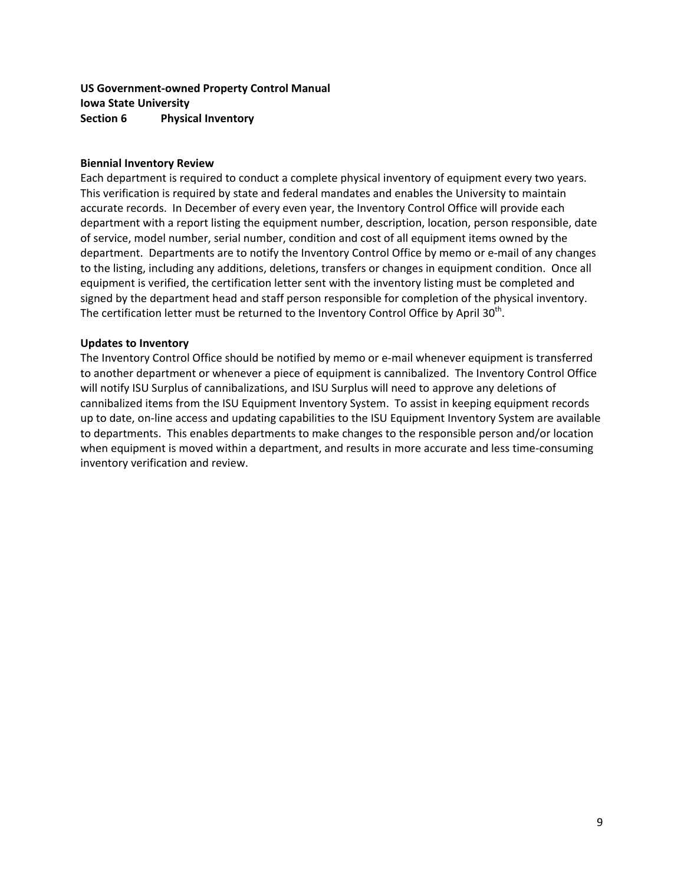**US Government-owned Property Control Manual**
**Iowa State University**
**Section 6 Physical Inventory**

**Biennial Inventory Review**

Each department is required to conduct a complete physical inventory of equipment every two years. This verification is required by state and federal mandates and enables the University to maintain accurate records. In December of every even year, the Inventory Control Office will provide each department with a report listing the equipment number, description, location, person responsible, date of service, model number, serial number, condition and cost of all equipment items owned by the department. Departments are to notify the Inventory Control Office by memo or e-mail of any changes to the listing, including any additions, deletions, transfers or changes in equipment condition. Once all equipment is verified, the certification letter sent with the inventory listing must be completed and signed by the department head and staff person responsible for completion of the physical inventory. The certification letter must be returned to the Inventory Control Office by April 30th.

**Updates to Inventory**

The Inventory Control Office should be notified by memo or e-mail whenever equipment is transferred to another department or whenever a piece of equipment is cannibalized. The Inventory Control Office will notify ISU Surplus of cannibalizations, and ISU Surplus will need to approve any deletions of cannibalized items from the ISU Equipment Inventory System. To assist in keeping equipment records up to date, on-line access and updating capabilities to the ISU Equipment Inventory System are available to departments. This enables departments to make changes to the responsible person and/or location when equipment is moved within a department, and results in more accurate and less time-consuming inventory verification and review.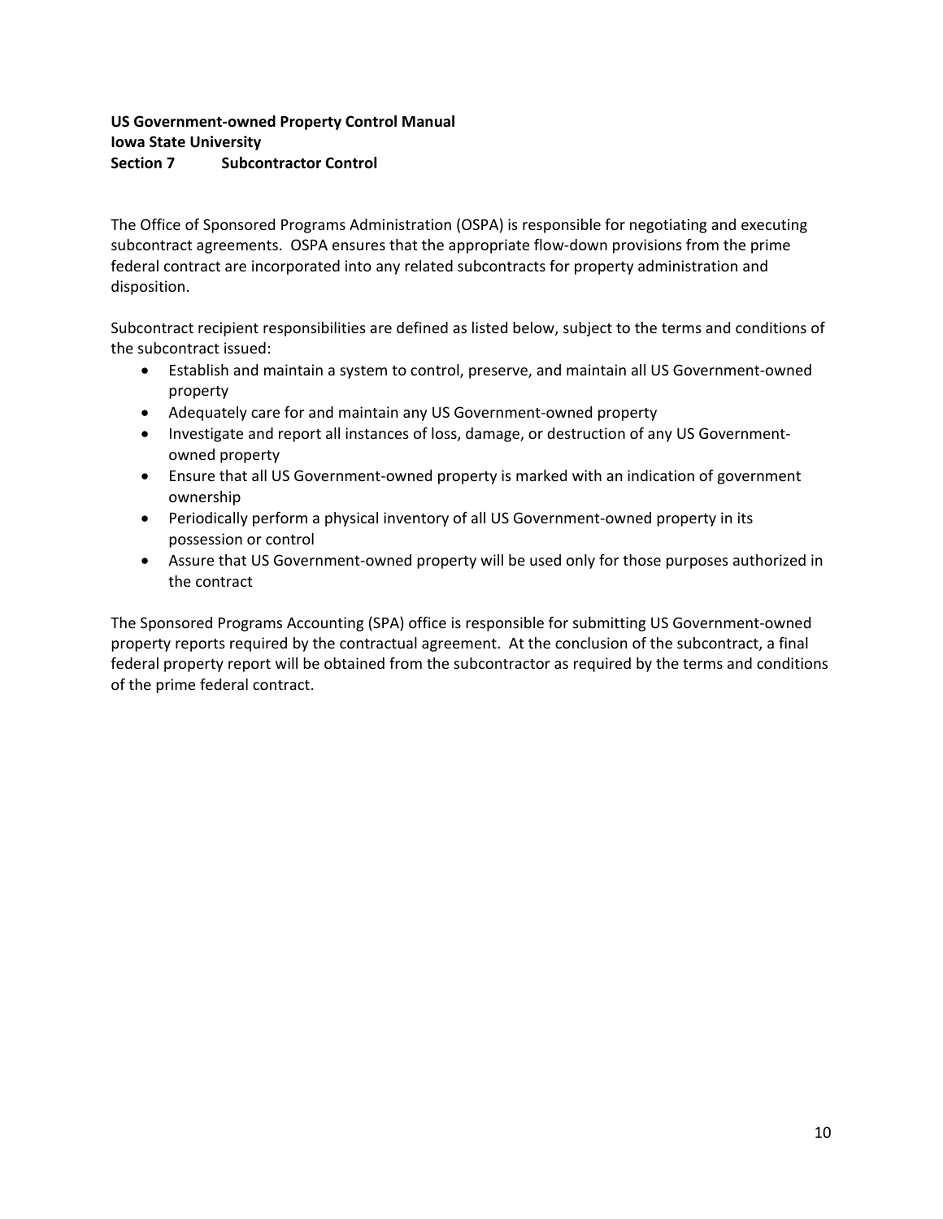**US Government-owned Property Control Manual**
**Iowa State University**
**Section 7 Subcontractor Control**

The Office of Sponsored Programs Administration (OSPA) is responsible for negotiating and executing subcontract agreements. OSPA ensures that the appropriate flow-down provisions from the prime federal contract are incorporated into any related subcontracts for property administration and disposition.

Subcontract recipient responsibilities are defined as listed below, subject to the terms and conditions of the subcontract issued:

- Establish and maintain a system to control, preserve, and maintain all US Government-owned property
- Adequately care for and maintain any US Government-owned property
- Investigate and report all instances of loss, damage, or destruction of any US Government-owned property
- Ensure that all US Government-owned property is marked with an indication of government ownership
- Periodically perform a physical inventory of all US Government-owned property in its possession or control
- Assure that US Government-owned property will be used only for those purposes authorized in the contract

The Sponsored Programs Accounting (SPA) office is responsible for submitting US Government-owned property reports required by the contractual agreement. At the conclusion of the subcontract, a final federal property report will be obtained from the subcontractor as required by the terms and conditions of the prime federal contract.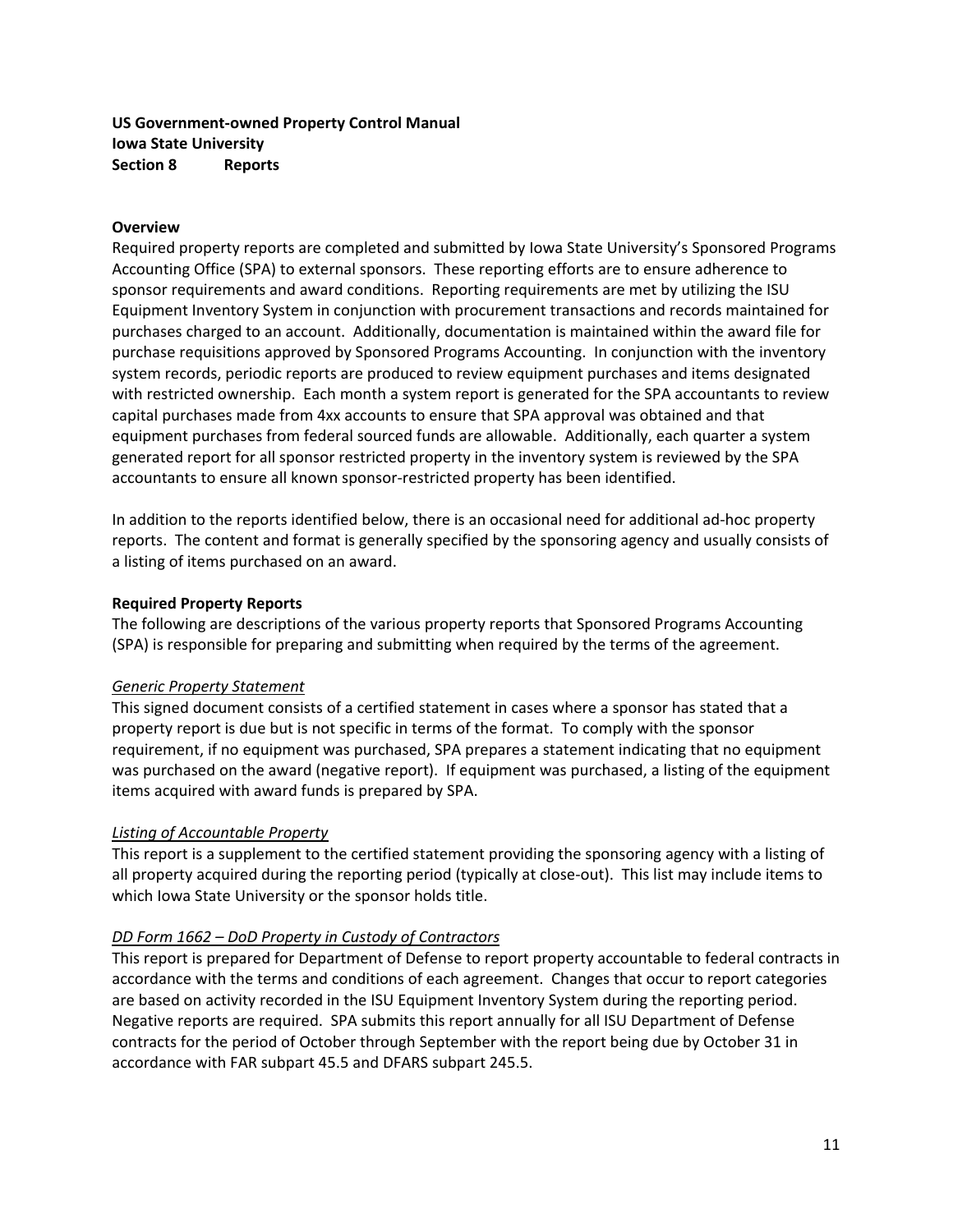**US Government-owned Property Control Manual**
**Iowa State University**
**Section 8 Reports**

**Overview**

Required property reports are completed and submitted by Iowa State University's Sponsored Programs Accounting Office (SPA) to external sponsors. These reporting efforts are to ensure adherence to sponsor requirements and award conditions. Reporting requirements are met by utilizing the ISU Equipment Inventory System in conjunction with procurement transactions and records maintained for purchases charged to an account. Additionally, documentation is maintained within the award file for purchase requisitions approved by Sponsored Programs Accounting. In conjunction with the inventory system records, periodic reports are produced to review equipment purchases and items designated with restricted ownership. Each month a system report is generated for the SPA accountants to review capital purchases made from 4xx accounts to ensure that SPA approval was obtained and that equipment purchases from federal sourced funds are allowable. Additionally, each quarter a system generated report for all sponsor restricted property in the inventory system is reviewed by the SPA accountants to ensure all known sponsor-restricted property has been identified.

In addition to the reports identified below, there is an occasional need for additional ad-hoc property reports. The content and format is generally specified by the sponsoring agency and usually consists of a listing of items purchased on an award.

**Required Property Reports**

The following are descriptions of the various property reports that Sponsored Programs Accounting (SPA) is responsible for preparing and submitting when required by the terms of the agreement.

*Generic Property Statement*

This signed document consists of a certified statement in cases where a sponsor has stated that a property report is due but is not specific in terms of the format. To comply with the sponsor requirement, if no equipment was purchased, SPA prepares a statement indicating that no equipment was purchased on the award (negative report). If equipment was purchased, a listing of the equipment items acquired with award funds is prepared by SPA.

*Listing of Accountable Property*

This report is a supplement to the certified statement providing the sponsoring agency with a listing of all property acquired during the reporting period (typically at close-out). This list may include items to which Iowa State University or the sponsor holds title.

*DD Form 1662 – DoD Property in Custody of Contractors*

This report is prepared for Department of Defense to report property accountable to federal contracts in accordance with the terms and conditions of each agreement. Changes that occur to report categories are based on activity recorded in the ISU Equipment Inventory System during the reporting period. Negative reports are required. SPA submits this report annually for all ISU Department of Defense contracts for the period of October through September with the report being due by October 31 in accordance with FAR subpart 45.5 and DFARS subpart 245.5.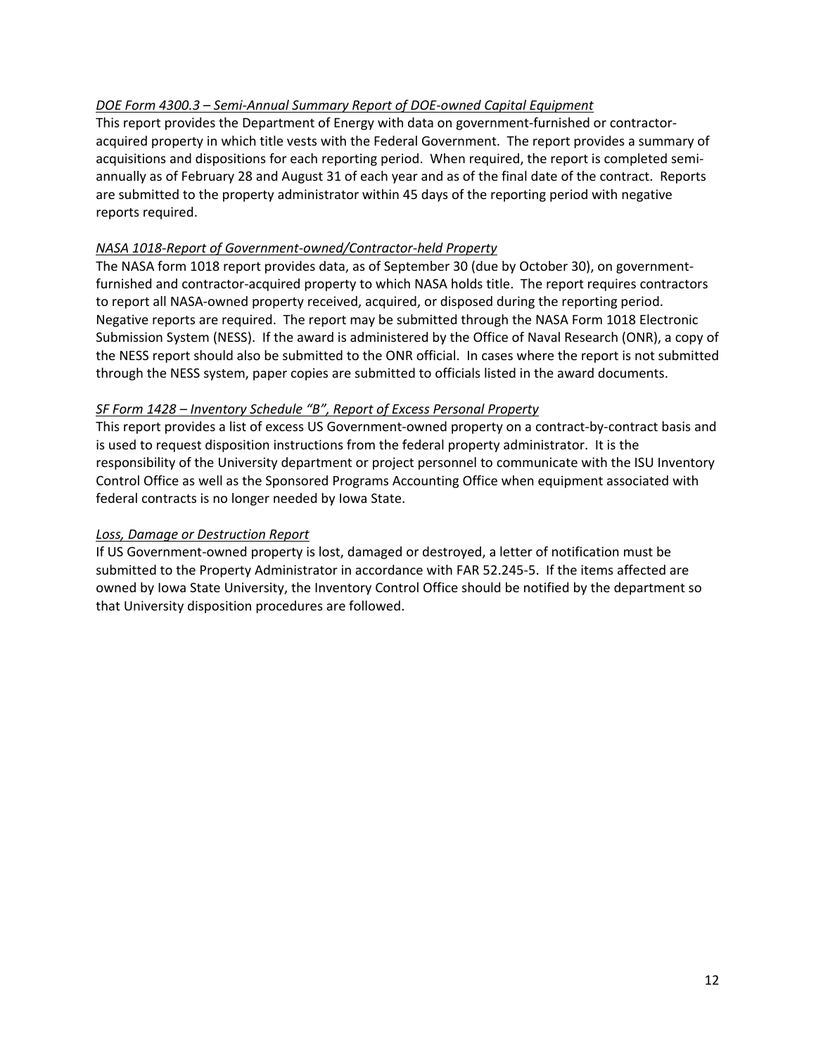*DOE Form 4300.3 – Semi-Annual Summary Report of DOE-owned Capital Equipment*

This report provides the Department of Energy with data on government-furnished or contractor-acquired property in which title vests with the Federal Government. The report provides a summary of acquisitions and dispositions for each reporting period. When required, the report is completed semi-annually as of February 28 and August 31 of each year and as of the final date of the contract. Reports are submitted to the property administrator within 45 days of the reporting period with negative reports required.

*NASA 1018-Report of Government-owned/Contractor-held Property*

The NASA form 1018 report provides data, as of September 30 (due by October 30), on government-furnished and contractor-acquired property to which NASA holds title. The report requires contractors to report all NASA-owned property received, acquired, or disposed during the reporting period. Negative reports are required. The report may be submitted through the NASA Form 1018 Electronic Submission System (NESS). If the award is administered by the Office of Naval Research (ONR), a copy of the NESS report should also be submitted to the ONR official. In cases where the report is not submitted through the NESS system, paper copies are submitted to officials listed in the award documents.

*SF Form 1428 – Inventory Schedule "B", Report of Excess Personal Property*

This report provides a list of excess US Government-owned property on a contract-by-contract basis and is used to request disposition instructions from the federal property administrator. It is the responsibility of the University department or project personnel to communicate with the ISU Inventory Control Office as well as the Sponsored Programs Accounting Office when equipment associated with federal contracts is no longer needed by Iowa State.

*Loss, Damage or Destruction Report*

If US Government-owned property is lost, damaged or destroyed, a letter of notification must be submitted to the Property Administrator in accordance with FAR 52.245-5. If the items affected are owned by Iowa State University, the Inventory Control Office should be notified by the department so that University disposition procedures are followed.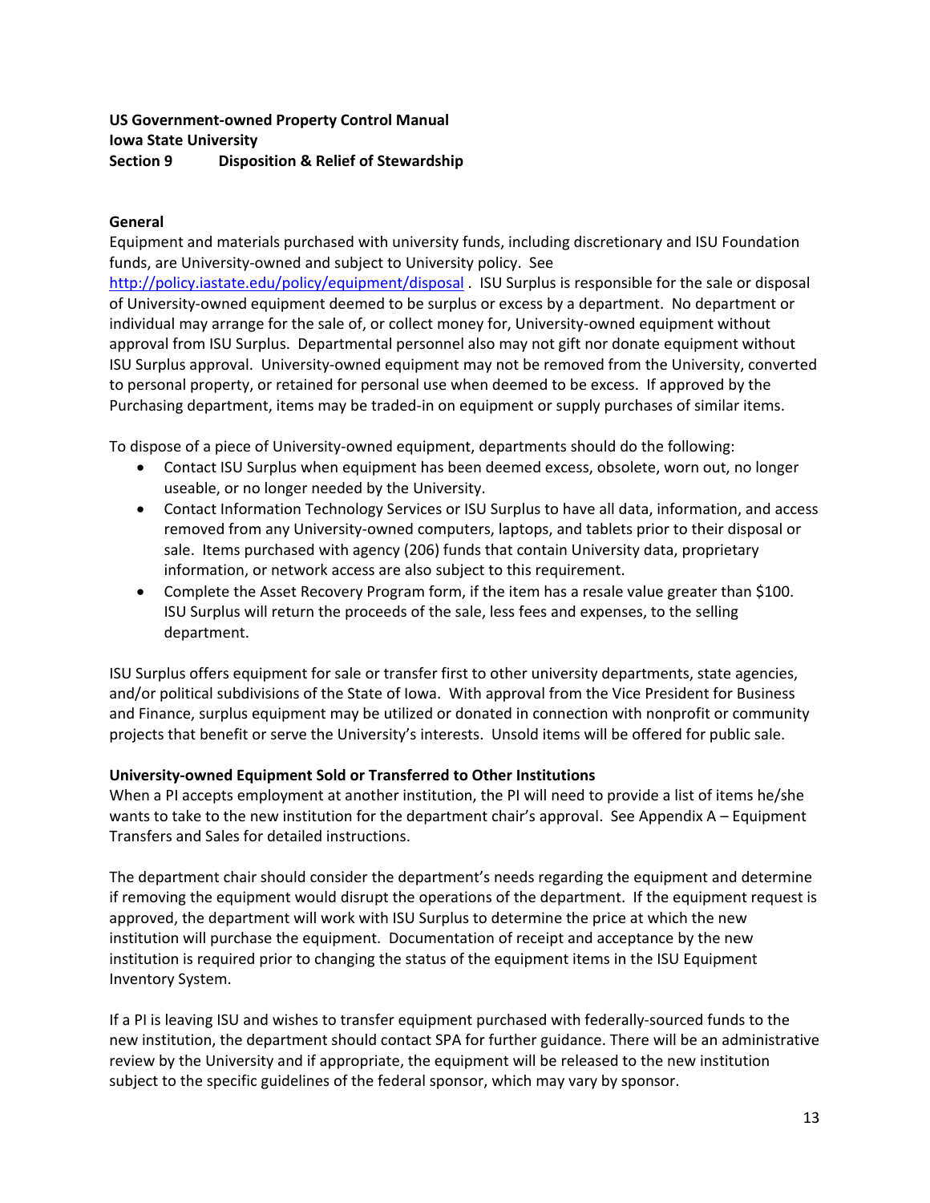**US Government-owned Property Control Manual**
**Iowa State University**
**Section 9 Disposition & Relief of Stewardship**

## General

Equipment and materials purchased with university funds, including discretionary and ISU Foundation funds, are University-owned and subject to University policy. See http://policy.iastate.edu/policy/equipment/disposal . ISU Surplus is responsible for the sale or disposal of University-owned equipment deemed to be surplus or excess by a department. No department or individual may arrange for the sale of, or collect money for, University-owned equipment without approval from ISU Surplus. Departmental personnel also may not gift nor donate equipment without ISU Surplus approval. University-owned equipment may not be removed from the University, converted to personal property, or retained for personal use when deemed to be excess. If approved by the Purchasing department, items may be traded-in on equipment or supply purchases of similar items.

To dispose of a piece of University-owned equipment, departments should do the following:

- Contact ISU Surplus when equipment has been deemed excess, obsolete, worn out, no longer useable, or no longer needed by the University.
- Contact Information Technology Services or ISU Surplus to have all data, information, and access removed from any University-owned computers, laptops, and tablets prior to their disposal or sale. Items purchased with agency (206) funds that contain University data, proprietary information, or network access are also subject to this requirement.
- Complete the Asset Recovery Program form, if the item has a resale value greater than $100. ISU Surplus will return the proceeds of the sale, less fees and expenses, to the selling department.

ISU Surplus offers equipment for sale or transfer first to other university departments, state agencies, and/or political subdivisions of the State of Iowa. With approval from the Vice President for Business and Finance, surplus equipment may be utilized or donated in connection with nonprofit or community projects that benefit or serve the University's interests. Unsold items will be offered for public sale.

## University-owned Equipment Sold or Transferred to Other Institutions

When a PI accepts employment at another institution, the PI will need to provide a list of items he/she wants to take to the new institution for the department chair's approval. See Appendix A – Equipment Transfers and Sales for detailed instructions.

The department chair should consider the department's needs regarding the equipment and determine if removing the equipment would disrupt the operations of the department. If the equipment request is approved, the department will work with ISU Surplus to determine the price at which the new institution will purchase the equipment. Documentation of receipt and acceptance by the new institution is required prior to changing the status of the equipment items in the ISU Equipment Inventory System.

If a PI is leaving ISU and wishes to transfer equipment purchased with federally-sourced funds to the new institution, the department should contact SPA for further guidance. There will be an administrative review by the University and if appropriate, the equipment will be released to the new institution subject to the specific guidelines of the federal sponsor, which may vary by sponsor.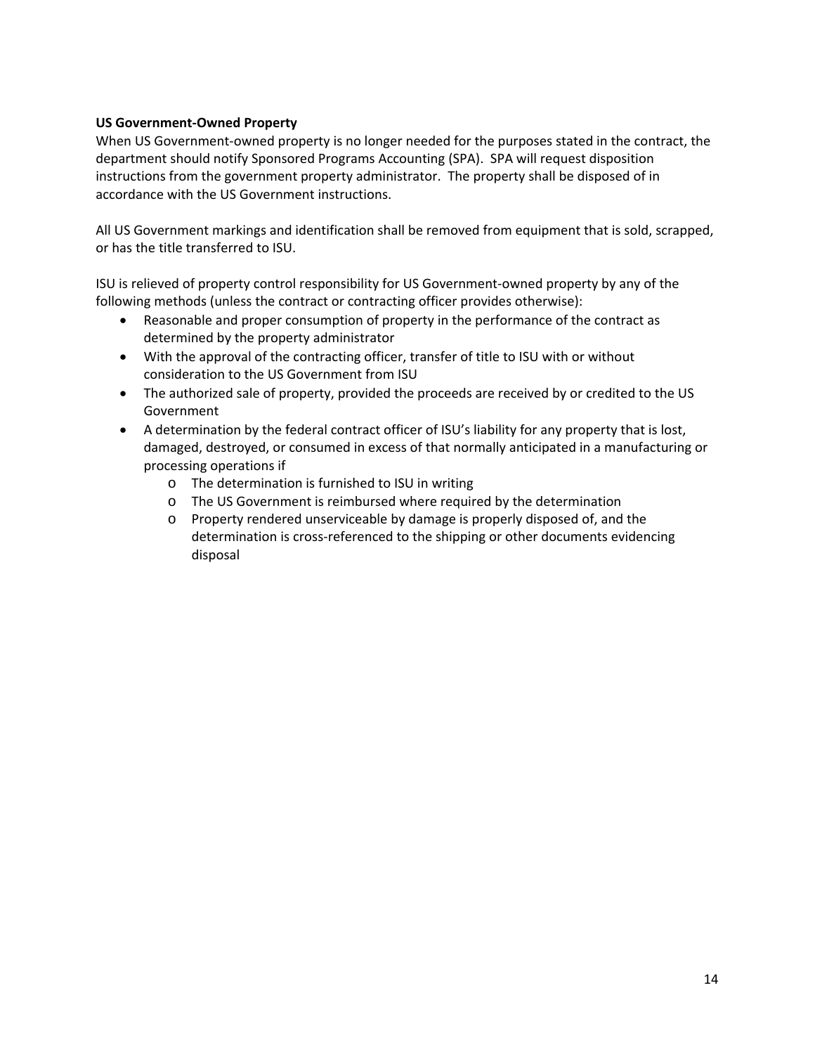**US Government-Owned Property**

When US Government-owned property is no longer needed for the purposes stated in the contract, the department should notify Sponsored Programs Accounting (SPA). SPA will request disposition instructions from the government property administrator. The property shall be disposed of in accordance with the US Government instructions.

All US Government markings and identification shall be removed from equipment that is sold, scrapped, or has the title transferred to ISU.

ISU is relieved of property control responsibility for US Government-owned property by any of the following methods (unless the contract or contracting officer provides otherwise):

- Reasonable and proper consumption of property in the performance of the contract as determined by the property administrator
- With the approval of the contracting officer, transfer of title to ISU with or without consideration to the US Government from ISU
- The authorized sale of property, provided the proceeds are received by or credited to the US Government
- A determination by the federal contract officer of ISU's liability for any property that is lost, damaged, destroyed, or consumed in excess of that normally anticipated in a manufacturing or processing operations if
    - The determination is furnished to ISU in writing
    - The US Government is reimbursed where required by the determination
    - Property rendered unserviceable by damage is properly disposed of, and the determination is cross-referenced to the shipping or other documents evidencing disposal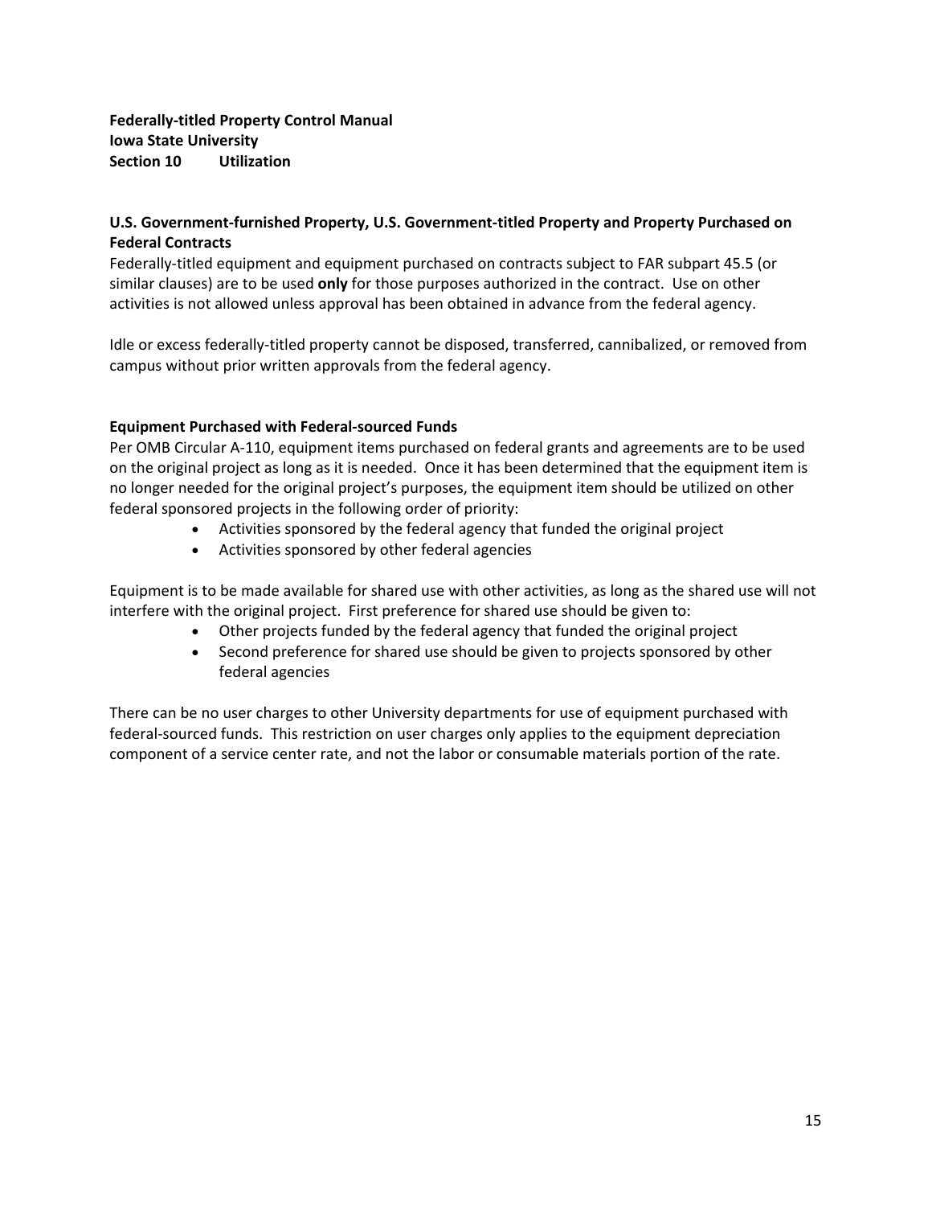**Federally-titled Property Control Manual**
**Iowa State University**
**Section 10 Utilization**

**U.S. Government-furnished Property, U.S. Government-titled Property and Property Purchased on Federal Contracts**

Federally-titled equipment and equipment purchased on contracts subject to FAR subpart 45.5 (or similar clauses) are to be used **only** for those purposes authorized in the contract. Use on other activities is not allowed unless approval has been obtained in advance from the federal agency.

Idle or excess federally-titled property cannot be disposed, transferred, cannibalized, or removed from campus without prior written approvals from the federal agency.

**Equipment Purchased with Federal-sourced Funds**

Per OMB Circular A-110, equipment items purchased on federal grants and agreements are to be used on the original project as long as it is needed. Once it has been determined that the equipment item is no longer needed for the original project's purposes, the equipment item should be utilized on other federal sponsored projects in the following order of priority:

- Activities sponsored by the federal agency that funded the original project
- Activities sponsored by other federal agencies

Equipment is to be made available for shared use with other activities, as long as the shared use will not interfere with the original project. First preference for shared use should be given to:

- Other projects funded by the federal agency that funded the original project
- Second preference for shared use should be given to projects sponsored by other federal agencies

There can be no user charges to other University departments for use of equipment purchased with federal-sourced funds. This restriction on user charges only applies to the equipment depreciation component of a service center rate, and not the labor or consumable materials portion of the rate.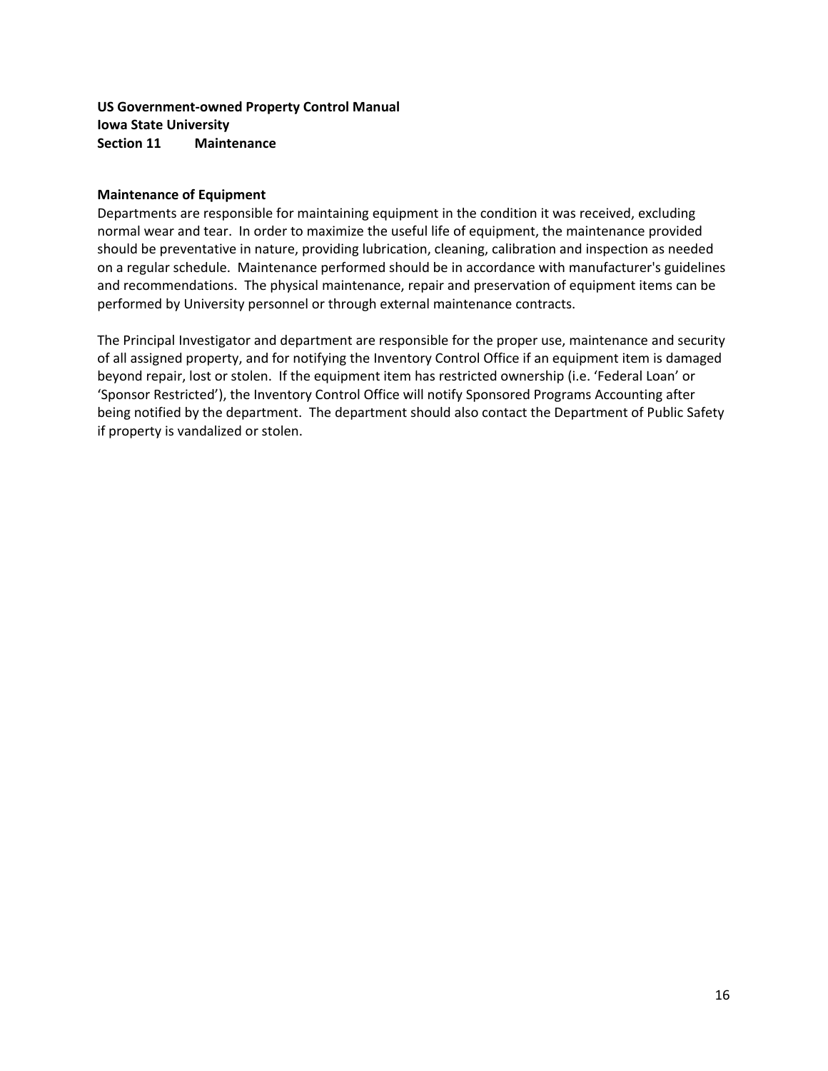**US Government-owned Property Control Manual**
**Iowa State University**
**Section 11 Maintenance**

## Maintenance of Equipment

Departments are responsible for maintaining equipment in the condition it was received, excluding normal wear and tear. In order to maximize the useful life of equipment, the maintenance provided should be preventative in nature, providing lubrication, cleaning, calibration and inspection as needed on a regular schedule. Maintenance performed should be in accordance with manufacturer's guidelines and recommendations. The physical maintenance, repair and preservation of equipment items can be performed by University personnel or through external maintenance contracts.

The Principal Investigator and department are responsible for the proper use, maintenance and security of all assigned property, and for notifying the Inventory Control Office if an equipment item is damaged beyond repair, lost or stolen. If the equipment item has restricted ownership (i.e. 'Federal Loan' or 'Sponsor Restricted'), the Inventory Control Office will notify Sponsored Programs Accounting after being notified by the department. The department should also contact the Department of Public Safety if property is vandalized or stolen.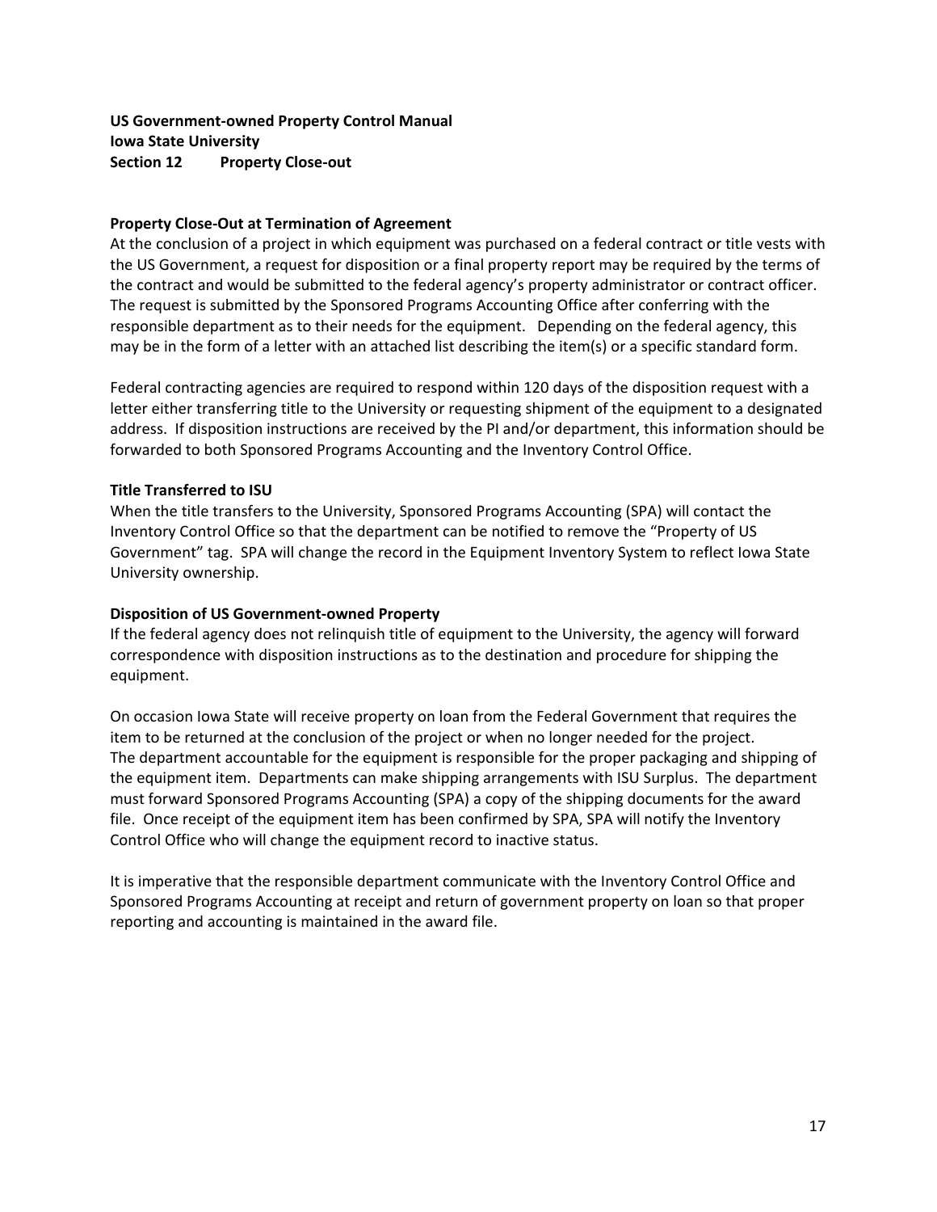**US Government-owned Property Control Manual**
**Iowa State University**
**Section 12 Property Close-out**

**Property Close-Out at Termination of Agreement**

At the conclusion of a project in which equipment was purchased on a federal contract or title vests with the US Government, a request for disposition or a final property report may be required by the terms of the contract and would be submitted to the federal agency's property administrator or contract officer. The request is submitted by the Sponsored Programs Accounting Office after conferring with the responsible department as to their needs for the equipment. Depending on the federal agency, this may be in the form of a letter with an attached list describing the item(s) or a specific standard form.

Federal contracting agencies are required to respond within 120 days of the disposition request with a letter either transferring title to the University or requesting shipment of the equipment to a designated address. If disposition instructions are received by the PI and/or department, this information should be forwarded to both Sponsored Programs Accounting and the Inventory Control Office.

**Title Transferred to ISU**

When the title transfers to the University, Sponsored Programs Accounting (SPA) will contact the Inventory Control Office so that the department can be notified to remove the "Property of US Government" tag. SPA will change the record in the Equipment Inventory System to reflect Iowa State University ownership.

**Disposition of US Government-owned Property**

If the federal agency does not relinquish title of equipment to the University, the agency will forward correspondence with disposition instructions as to the destination and procedure for shipping the equipment.

On occasion Iowa State will receive property on loan from the Federal Government that requires the item to be returned at the conclusion of the project or when no longer needed for the project. The department accountable for the equipment is responsible for the proper packaging and shipping of the equipment item. Departments can make shipping arrangements with ISU Surplus. The department must forward Sponsored Programs Accounting (SPA) a copy of the shipping documents for the award file. Once receipt of the equipment item has been confirmed by SPA, SPA will notify the Inventory Control Office who will change the equipment record to inactive status.

It is imperative that the responsible department communicate with the Inventory Control Office and Sponsored Programs Accounting at receipt and return of government property on loan so that proper reporting and accounting is maintained in the award file.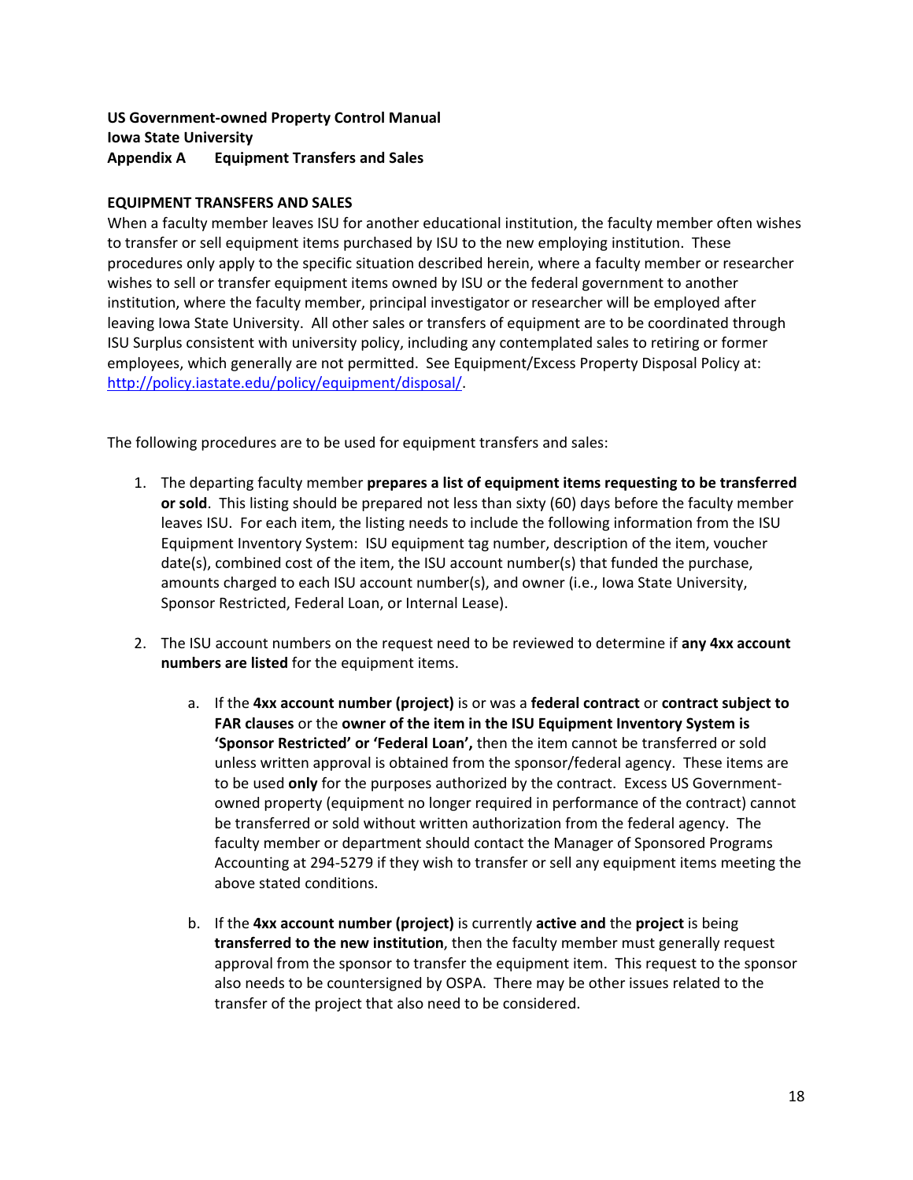**US Government-owned Property Control Manual**
**Iowa State University**
**Appendix A Equipment Transfers and Sales**

**EQUIPMENT TRANSFERS AND SALES**

When a faculty member leaves ISU for another educational institution, the faculty member often wishes to transfer or sell equipment items purchased by ISU to the new employing institution. These procedures only apply to the specific situation described herein, where a faculty member or researcher wishes to sell or transfer equipment items owned by ISU or the federal government to another institution, where the faculty member, principal investigator or researcher will be employed after leaving Iowa State University. All other sales or transfers of equipment are to be coordinated through ISU Surplus consistent with university policy, including any contemplated sales to retiring or former employees, which generally are not permitted. See Equipment/Excess Property Disposal Policy at: http://policy.iastate.edu/policy/equipment/disposal/.

The following procedures are to be used for equipment transfers and sales:

1. The departing faculty member **prepares a list of equipment items requesting to be transferred or sold**. This listing should be prepared not less than sixty (60) days before the faculty member leaves ISU. For each item, the listing needs to include the following information from the ISU Equipment Inventory System: ISU equipment tag number, description of the item, voucher date(s), combined cost of the item, the ISU account number(s) that funded the purchase, amounts charged to each ISU account number(s), and owner (i.e., Iowa State University, Sponsor Restricted, Federal Loan, or Internal Lease).

2. The ISU account numbers on the request need to be reviewed to determine if **any 4xx account numbers are listed** for the equipment items.

   a. If the **4xx account number (project)** is or was a **federal contract** or **contract subject to FAR clauses** or the **owner of the item in the ISU Equipment Inventory System is 'Sponsor Restricted' or 'Federal Loan',** then the item cannot be transferred or sold unless written approval is obtained from the sponsor/federal agency. These items are to be used **only** for the purposes authorized by the contract. Excess US Government-owned property (equipment no longer required in performance of the contract) cannot be transferred or sold without written authorization from the federal agency. The faculty member or department should contact the Manager of Sponsored Programs Accounting at 294-5279 if they wish to transfer or sell any equipment items meeting the above stated conditions.

   b. If the **4xx account number (project)** is currently **active and** the **project** is being **transferred to the new institution**, then the faculty member must generally request approval from the sponsor to transfer the equipment item. This request to the sponsor also needs to be countersigned by OSPA. There may be other issues related to the transfer of the project that also need to be considered.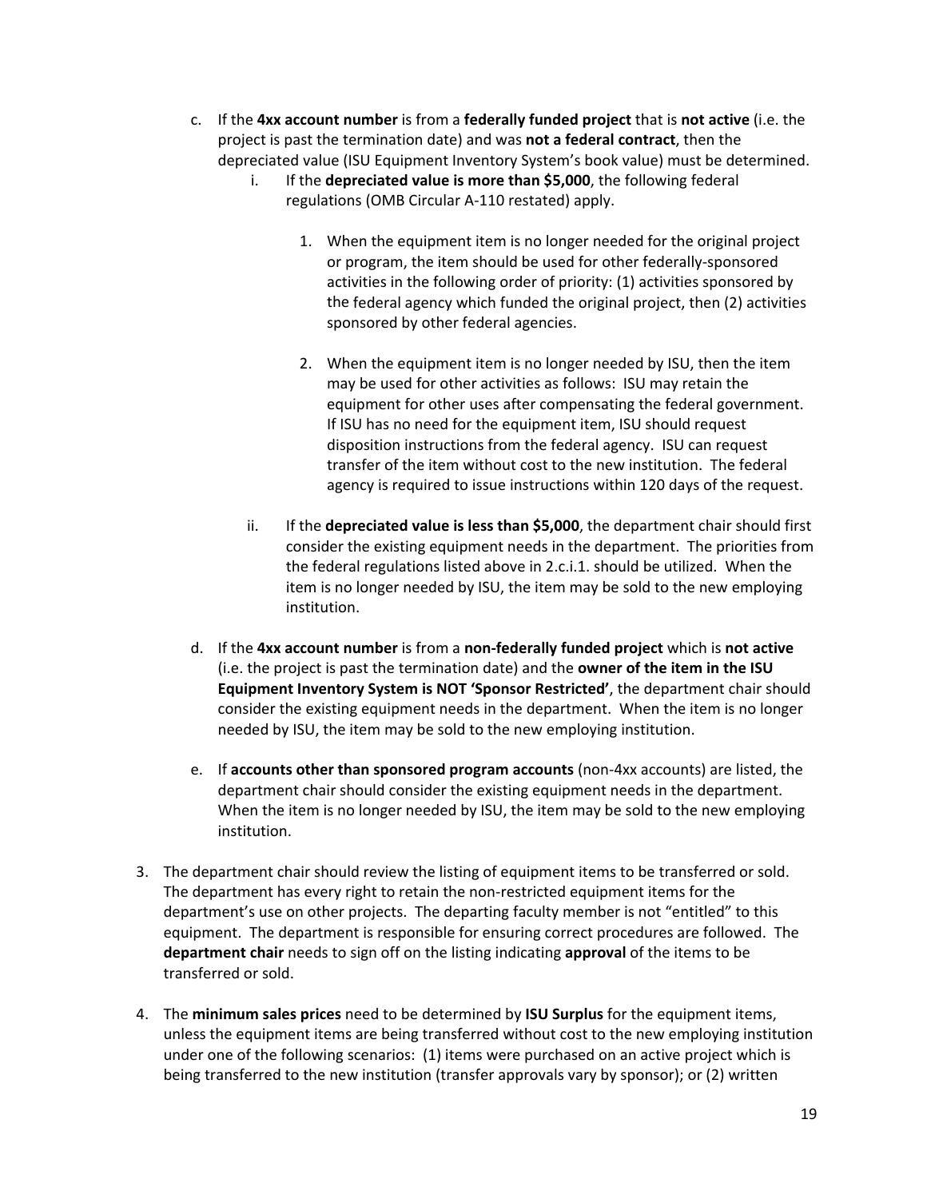c. If the **4xx account number** is from a **federally funded project** that is **not active** (i.e. the project is past the termination date) and was **not a federal contract**, then the depreciated value (ISU Equipment Inventory System's book value) must be determined.

    i. If the **depreciated value is more than $5,000**, the following federal regulations (OMB Circular A-110 restated) apply.

        1. When the equipment item is no longer needed for the original project or program, the item should be used for other federally-sponsored activities in the following order of priority: (1) activities sponsored by the federal agency which funded the original project, then (2) activities sponsored by other federal agencies.

        2. When the equipment item is no longer needed by ISU, then the item may be used for other activities as follows: ISU may retain the equipment for other uses after compensating the federal government. If ISU has no need for the equipment item, ISU should request disposition instructions from the federal agency. ISU can request transfer of the item without cost to the new institution. The federal agency is required to issue instructions within 120 days of the request.

    ii. If the **depreciated value is less than $5,000**, the department chair should first consider the existing equipment needs in the department. The priorities from the federal regulations listed above in 2.c.i.1. should be utilized. When the item is no longer needed by ISU, the item may be sold to the new employing institution.

d. If the **4xx account number** is from a **non-federally funded project** which is **not active** (i.e. the project is past the termination date) and the **owner of the item in the ISU Equipment Inventory System is NOT 'Sponsor Restricted'**, the department chair should consider the existing equipment needs in the department. When the item is no longer needed by ISU, the item may be sold to the new employing institution.

e. If **accounts other than sponsored program accounts** (non-4xx accounts) are listed, the department chair should consider the existing equipment needs in the department. When the item is no longer needed by ISU, the item may be sold to the new employing institution.

3. The department chair should review the listing of equipment items to be transferred or sold. The department has every right to retain the non-restricted equipment items for the department's use on other projects. The departing faculty member is not "entitled" to this equipment. The department is responsible for ensuring correct procedures are followed. The **department chair** needs to sign off on the listing indicating **approval** of the items to be transferred or sold.

4. The **minimum sales prices** need to be determined by **ISU Surplus** for the equipment items, unless the equipment items are being transferred without cost to the new employing institution under one of the following scenarios: (1) items were purchased on an active project which is being transferred to the new institution (transfer approvals vary by sponsor); or (2) written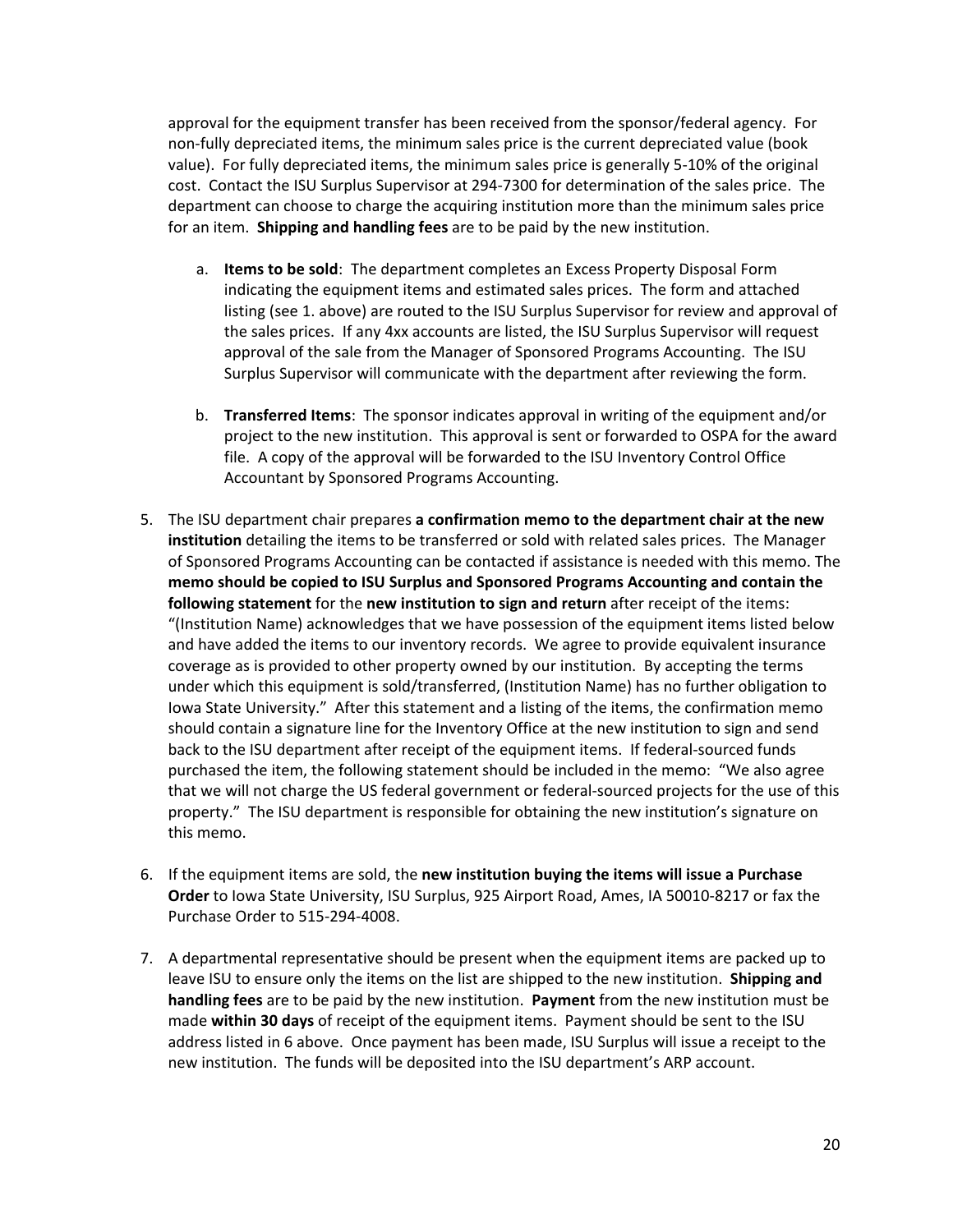approval for the equipment transfer has been received from the sponsor/federal agency. For non-fully depreciated items, the minimum sales price is the current depreciated value (book value). For fully depreciated items, the minimum sales price is generally 5-10% of the original cost. Contact the ISU Surplus Supervisor at 294-7300 for determination of the sales price. The department can choose to charge the acquiring institution more than the minimum sales price for an item. **Shipping and handling fees** are to be paid by the new institution.

a. **Items to be sold**: The department completes an Excess Property Disposal Form indicating the equipment items and estimated sales prices. The form and attached listing (see 1. above) are routed to the ISU Surplus Supervisor for review and approval of the sales prices. If any 4xx accounts are listed, the ISU Surplus Supervisor will request approval of the sale from the Manager of Sponsored Programs Accounting. The ISU Surplus Supervisor will communicate with the department after reviewing the form.

b. **Transferred Items**: The sponsor indicates approval in writing of the equipment and/or project to the new institution. This approval is sent or forwarded to OSPA for the award file. A copy of the approval will be forwarded to the ISU Inventory Control Office Accountant by Sponsored Programs Accounting.

5. The ISU department chair prepares **a confirmation memo to the department chair at the new institution** detailing the items to be transferred or sold with related sales prices. The Manager of Sponsored Programs Accounting can be contacted if assistance is needed with this memo. The **memo should be copied to ISU Surplus and Sponsored Programs Accounting and contain the following statement** for the **new institution to sign and return** after receipt of the items: "(Institution Name) acknowledges that we have possession of the equipment items listed below and have added the items to our inventory records. We agree to provide equivalent insurance coverage as is provided to other property owned by our institution. By accepting the terms under which this equipment is sold/transferred, (Institution Name) has no further obligation to Iowa State University." After this statement and a listing of the items, the confirmation memo should contain a signature line for the Inventory Office at the new institution to sign and send back to the ISU department after receipt of the equipment items. If federal-sourced funds purchased the item, the following statement should be included in the memo: "We also agree that we will not charge the US federal government or federal-sourced projects for the use of this property." The ISU department is responsible for obtaining the new institution's signature on this memo.

6. If the equipment items are sold, the **new institution buying the items will issue a Purchase Order** to Iowa State University, ISU Surplus, 925 Airport Road, Ames, IA 50010-8217 or fax the Purchase Order to 515-294-4008.

7. A departmental representative should be present when the equipment items are packed up to leave ISU to ensure only the items on the list are shipped to the new institution. **Shipping and handling fees** are to be paid by the new institution. **Payment** from the new institution must be made **within 30 days** of receipt of the equipment items. Payment should be sent to the ISU address listed in 6 above. Once payment has been made, ISU Surplus will issue a receipt to the new institution. The funds will be deposited into the ISU department's ARP account.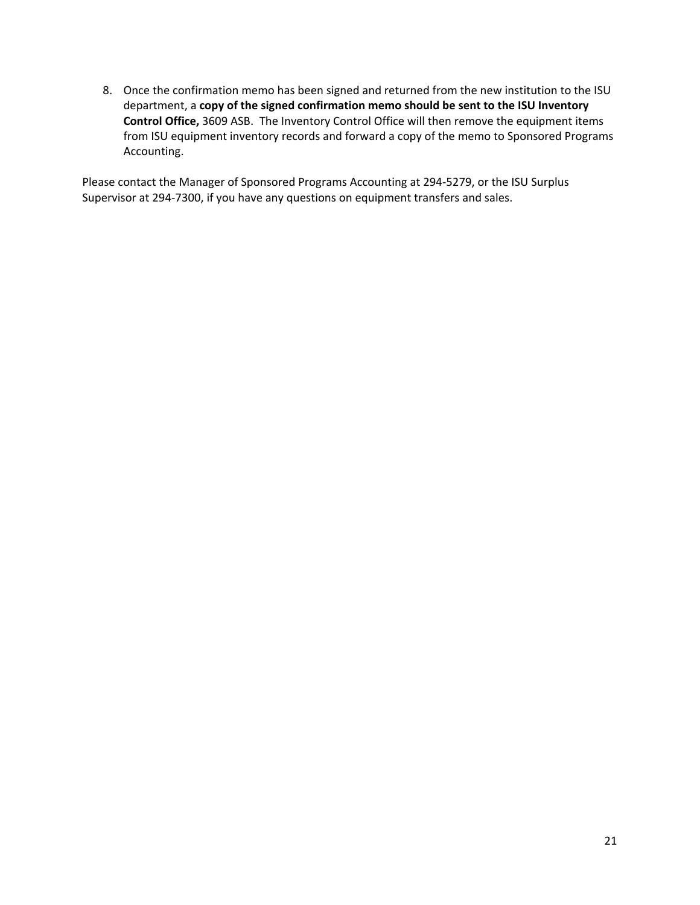8. Once the confirmation memo has been signed and returned from the new institution to the ISU department, a **copy of the signed confirmation memo should be sent to the ISU Inventory Control Office,** 3609 ASB. The Inventory Control Office will then remove the equipment items from ISU equipment inventory records and forward a copy of the memo to Sponsored Programs Accounting.

Please contact the Manager of Sponsored Programs Accounting at 294-5279, or the ISU Surplus Supervisor at 294-7300, if you have any questions on equipment transfers and sales.